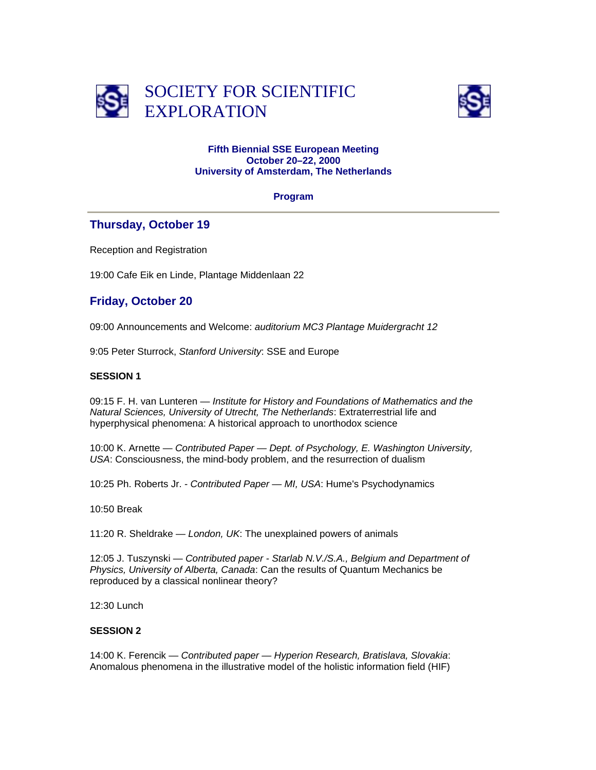# SOCIETY FOR SCIENTIFIC EXPLORATION

**Fifth Biennial SSE European Meeting**
**October 20–22, 2000**
**University of Amsterdam, The Netherlands**

**Program**

---

## Thursday, October 19

Reception and Registration

19:00 Cafe Eik en Linde, Plantage Middenlaan 22

## Friday, October 20

09:00 Announcements and Welcome: *auditorium MC3 Plantage Muidergracht 12*

9:05 Peter Sturrock, *Stanford University*: SSE and Europe

**SESSION 1**

09:15 F. H. van Lunteren — *Institute for History and Foundations of Mathematics and the Natural Sciences, University of Utrecht, The Netherlands*: Extraterrestrial life and hyperphysical phenomena: A historical approach to unorthodox science

10:00 K. Arnette — *Contributed Paper — Dept. of Psychology, E. Washington University, USA*: Consciousness, the mind-body problem, and the resurrection of dualism

10:25 Ph. Roberts Jr. - *Contributed Paper — MI, USA*: Hume's Psychodynamics

10:50 Break

11:20 R. Sheldrake — *London, UK*: The unexplained powers of animals

12:05 J. Tuszynski — *Contributed paper - Starlab N.V./S.A., Belgium and Department of Physics, University of Alberta, Canada*: Can the results of Quantum Mechanics be reproduced by a classical nonlinear theory?

12:30 Lunch

**SESSION 2**

14:00 K. Ferencik — *Contributed paper — Hyperion Research, Bratislava, Slovakia*: Anomalous phenomena in the illustrative model of the holistic information field (HIF)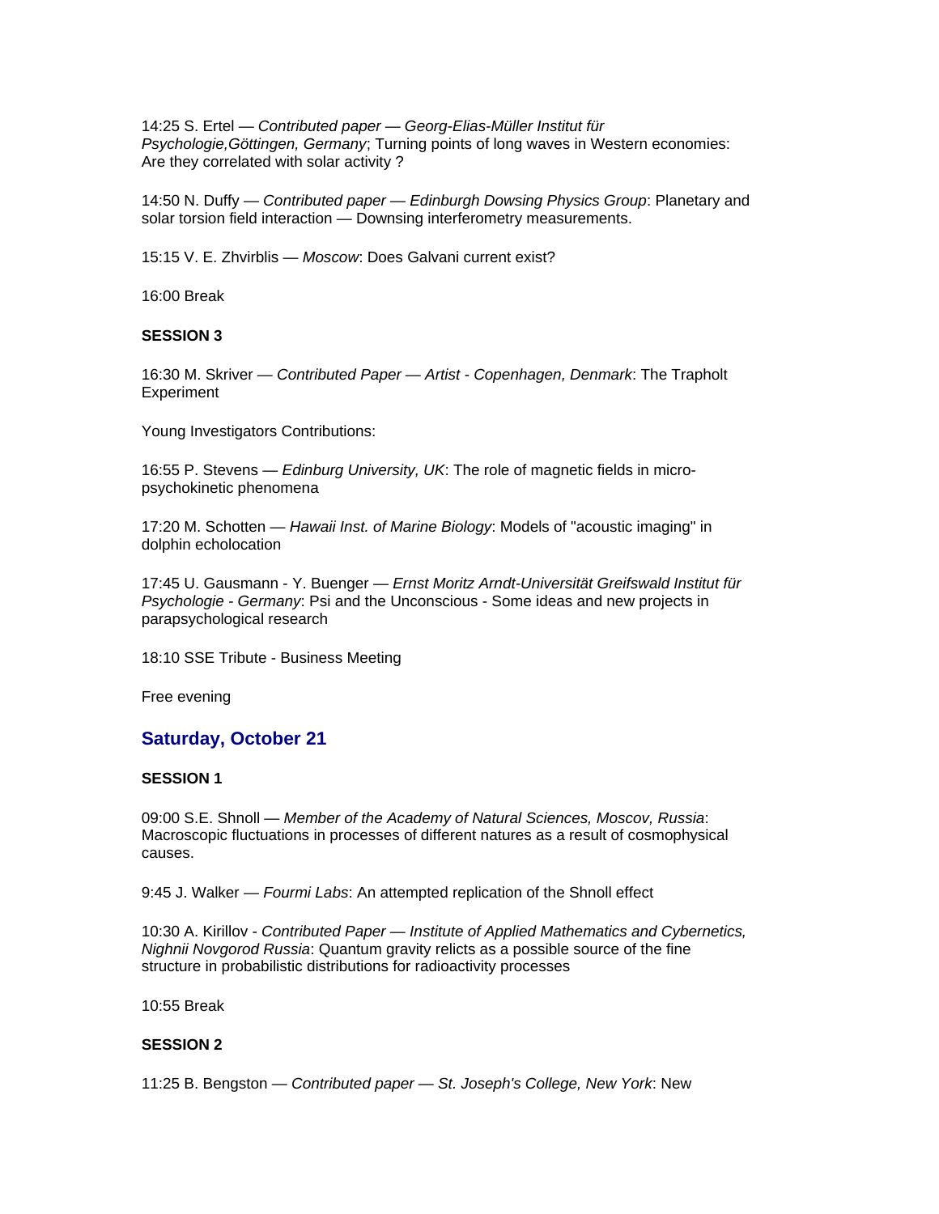14:25 S. Ertel — *Contributed paper — Georg-Elias-Müller Institut für Psychologie,Göttingen, Germany*; Turning points of long waves in Western economies: Are they correlated with solar activity ?

14:50 N. Duffy — *Contributed paper — Edinburgh Dowsing Physics Group*: Planetary and solar torsion field interaction — Downsing interferometry measurements.

15:15 V. E. Zhvirblis — *Moscow*: Does Galvani current exist?

16:00 Break

**SESSION 3**

16:30 M. Skriver — *Contributed Paper — Artist - Copenhagen, Denmark*: The Trapholt Experiment

Young Investigators Contributions:

16:55 P. Stevens — *Edinburg University, UK*: The role of magnetic fields in micro-psychokinetic phenomena

17:20 M. Schotten — *Hawaii Inst. of Marine Biology*: Models of "acoustic imaging" in dolphin echolocation

17:45 U. Gausmann - Y. Buenger — *Ernst Moritz Arndt-Universität Greifswald Institut für Psychologie - Germany*: Psi and the Unconscious - Some ideas and new projects in parapsychological research

18:10 SSE Tribute - Business Meeting

Free evening

## Saturday, October 21

**SESSION 1**

09:00 S.E. Shnoll — *Member of the Academy of Natural Sciences, Moscov, Russia*: Macroscopic fluctuations in processes of different natures as a result of cosmophysical causes.

9:45 J. Walker — *Fourmi Labs*: An attempted replication of the Shnoll effect

10:30 A. Kirillov - *Contributed Paper — Institute of Applied Mathematics and Cybernetics, Nighnii Novgorod Russia*: Quantum gravity relicts as a possible source of the fine structure in probabilistic distributions for radioactivity processes

10:55 Break

**SESSION 2**

11:25 B. Bengston — *Contributed paper — St. Joseph's College, New York*: New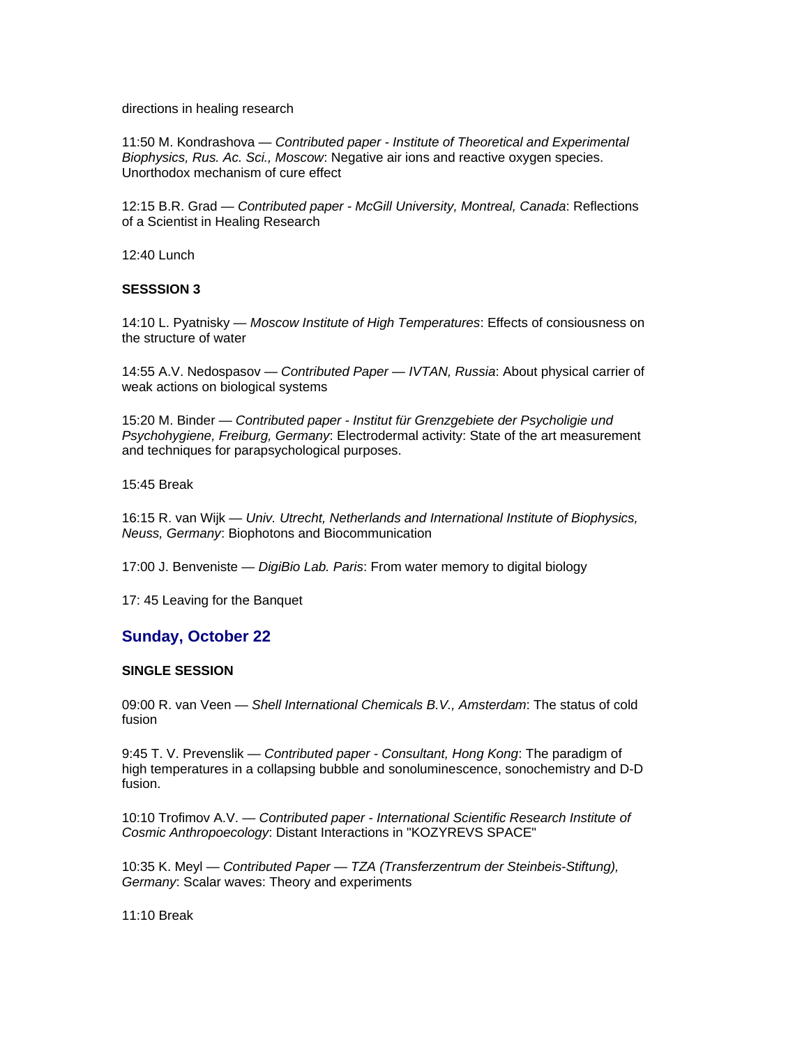directions in healing research

11:50 M. Kondrashova — *Contributed paper - Institute of Theoretical and Experimental Biophysics, Rus. Ac. Sci., Moscow*: Negative air ions and reactive oxygen species. Unorthodox mechanism of cure effect

12:15 B.R. Grad — *Contributed paper - McGill University, Montreal, Canada*: Reflections of a Scientist in Healing Research

12:40 Lunch

**SESSSION 3**

14:10 L. Pyatnisky — *Moscow Institute of High Temperatures*: Effects of consiousness on the structure of water

14:55 A.V. Nedospasov — *Contributed Paper — IVTAN, Russia*: About physical carrier of weak actions on biological systems

15:20 M. Binder — *Contributed paper - Institut für Grenzgebiete der Psycholigie und Psychohygiene, Freiburg, Germany*: Electrodermal activity: State of the art measurement and techniques for parapsychological purposes.

15:45 Break

16:15 R. van Wijk — *Univ. Utrecht, Netherlands and International Institute of Biophysics, Neuss, Germany*: Biophotons and Biocommunication

17:00 J. Benveniste — *DigiBio Lab. Paris*: From water memory to digital biology

17: 45 Leaving for the Banquet

## Sunday, October 22

**SINGLE SESSION**

09:00 R. van Veen — *Shell International Chemicals B.V., Amsterdam*: The status of cold fusion

9:45 T. V. Prevenslik — *Contributed paper - Consultant, Hong Kong*: The paradigm of high temperatures in a collapsing bubble and sonoluminescence, sonochemistry and D-D fusion.

10:10 Trofimov A.V. — *Contributed paper - International Scientific Research Institute of Cosmic Anthropoecology*: Distant Interactions in "KOZYREVS SPACE"

10:35 K. Meyl — *Contributed Paper — TZA (Transferzentrum der Steinbeis-Stiftung), Germany*: Scalar waves: Theory and experiments

11:10 Break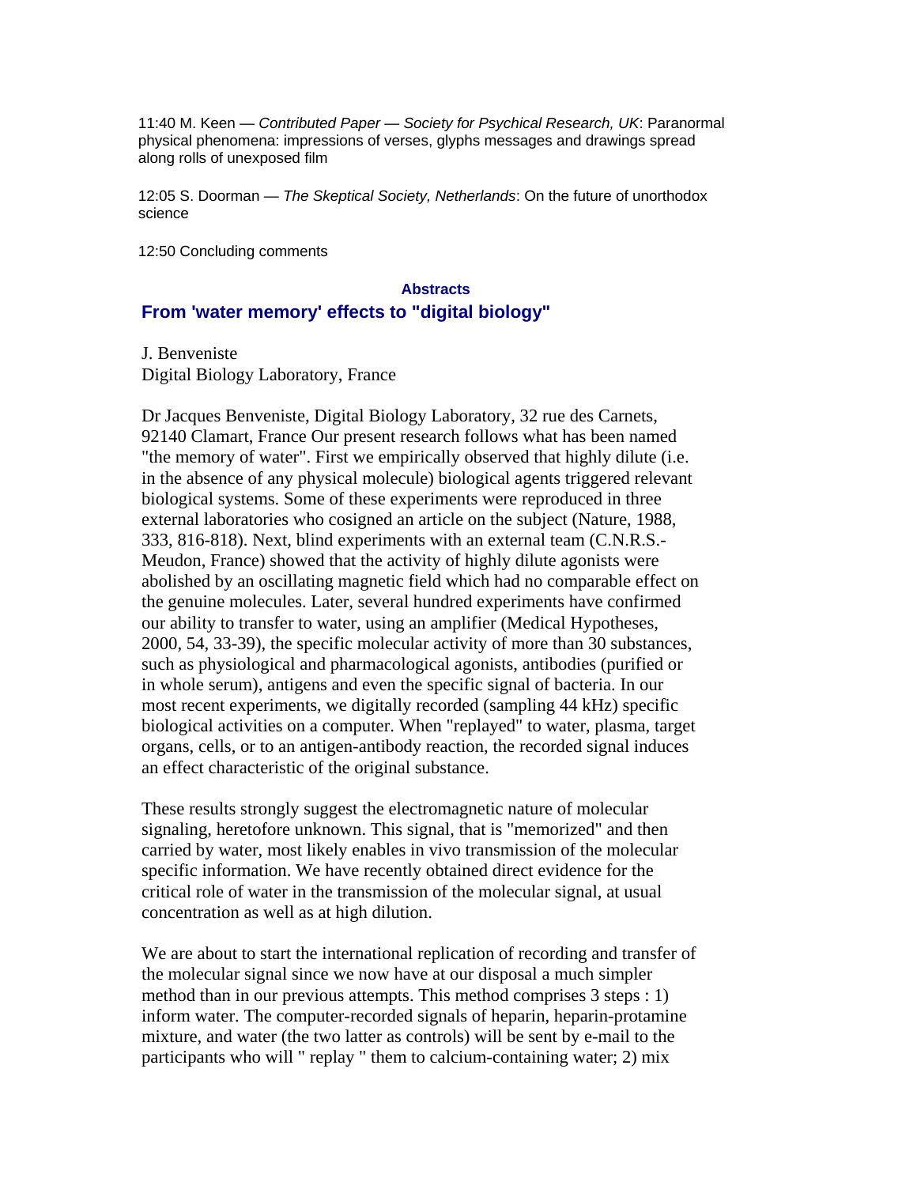11:40 M. Keen — *Contributed Paper* — *Society for Psychical Research, UK*: Paranormal physical phenomena: impressions of verses, glyphs messages and drawings spread along rolls of unexposed film

12:05 S. Doorman — *The Skeptical Society, Netherlands*: On the future of unorthodox science

12:50 Concluding comments

### Abstracts

## From 'water memory' effects to "digital biology"

J. Benveniste
Digital Biology Laboratory, France

Dr Jacques Benveniste, Digital Biology Laboratory, 32 rue des Carnets, 92140 Clamart, France Our present research follows what has been named "the memory of water". First we empirically observed that highly dilute (i.e. in the absence of any physical molecule) biological agents triggered relevant biological systems. Some of these experiments were reproduced in three external laboratories who cosigned an article on the subject (Nature, 1988, 333, 816-818). Next, blind experiments with an external team (C.N.R.S.-Meudon, France) showed that the activity of highly dilute agonists were abolished by an oscillating magnetic field which had no comparable effect on the genuine molecules. Later, several hundred experiments have confirmed our ability to transfer to water, using an amplifier (Medical Hypotheses, 2000, 54, 33-39), the specific molecular activity of more than 30 substances, such as physiological and pharmacological agonists, antibodies (purified or in whole serum), antigens and even the specific signal of bacteria. In our most recent experiments, we digitally recorded (sampling 44 kHz) specific biological activities on a computer. When "replayed" to water, plasma, target organs, cells, or to an antigen-antibody reaction, the recorded signal induces an effect characteristic of the original substance.

These results strongly suggest the electromagnetic nature of molecular signaling, heretofore unknown. This signal, that is "memorized" and then carried by water, most likely enables in vivo transmission of the molecular specific information. We have recently obtained direct evidence for the critical role of water in the transmission of the molecular signal, at usual concentration as well as at high dilution.

We are about to start the international replication of recording and transfer of the molecular signal since we now have at our disposal a much simpler method than in our previous attempts. This method comprises 3 steps : 1) inform water. The computer-recorded signals of heparin, heparin-protamine mixture, and water (the two latter as controls) will be sent by e-mail to the participants who will " replay " them to calcium-containing water; 2) mix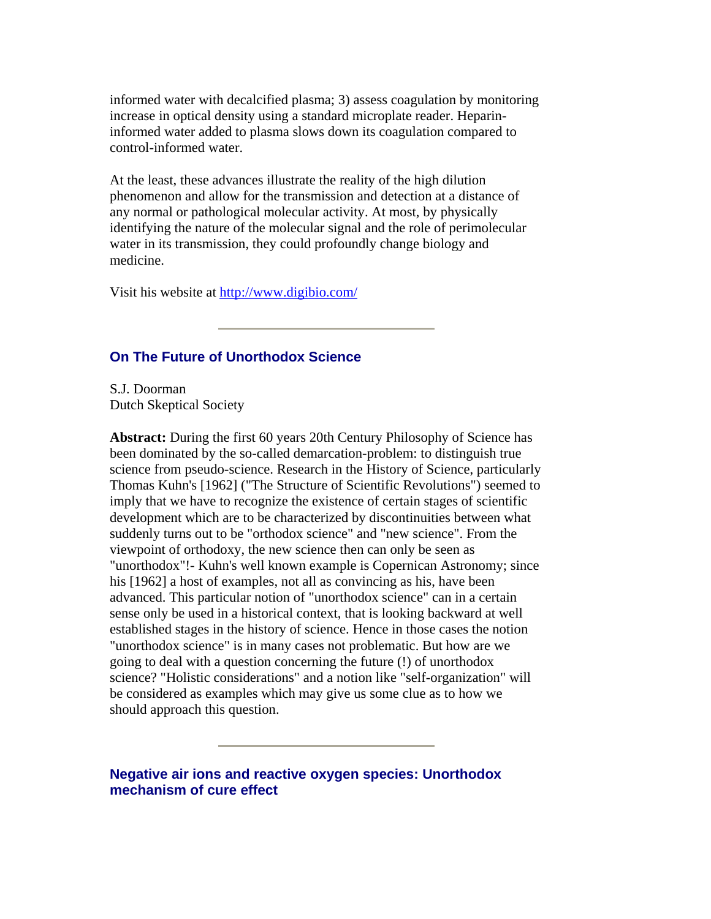informed water with decalcified plasma; 3) assess coagulation by monitoring increase in optical density using a standard microplate reader. Heparin-informed water added to plasma slows down its coagulation compared to control-informed water.

At the least, these advances illustrate the reality of the high dilution phenomenon and allow for the transmission and detection at a distance of any normal or pathological molecular activity. At most, by physically identifying the nature of the molecular signal and the role of perimolecular water in its transmission, they could profoundly change biology and medicine.

Visit his website at [http://www.digibio.com/](http://www.digibio.com/)

---

### On The Future of Unorthodox Science

S.J. Doorman
Dutch Skeptical Society

**Abstract:** During the first 60 years 20th Century Philosophy of Science has been dominated by the so-called demarcation-problem: to distinguish true science from pseudo-science. Research in the History of Science, particularly Thomas Kuhn's [1962] ("The Structure of Scientific Revolutions") seemed to imply that we have to recognize the existence of certain stages of scientific development which are to be characterized by discontinuities between what suddenly turns out to be "orthodox science" and "new science". From the viewpoint of orthodoxy, the new science then can only be seen as "unorthodox"!- Kuhn's well known example is Copernican Astronomy; since his [1962] a host of examples, not all as convincing as his, have been advanced. This particular notion of "unorthodox science" can in a certain sense only be used in a historical context, that is looking backward at well established stages in the history of science. Hence in those cases the notion "unorthodox science" is in many cases not problematic. But how are we going to deal with a question concerning the future (!) of unorthodox science? "Holistic considerations" and a notion like "self-organization" will be considered as examples which may give us some clue as to how we should approach this question.

---

### Negative air ions and reactive oxygen species: Unorthodox mechanism of cure effect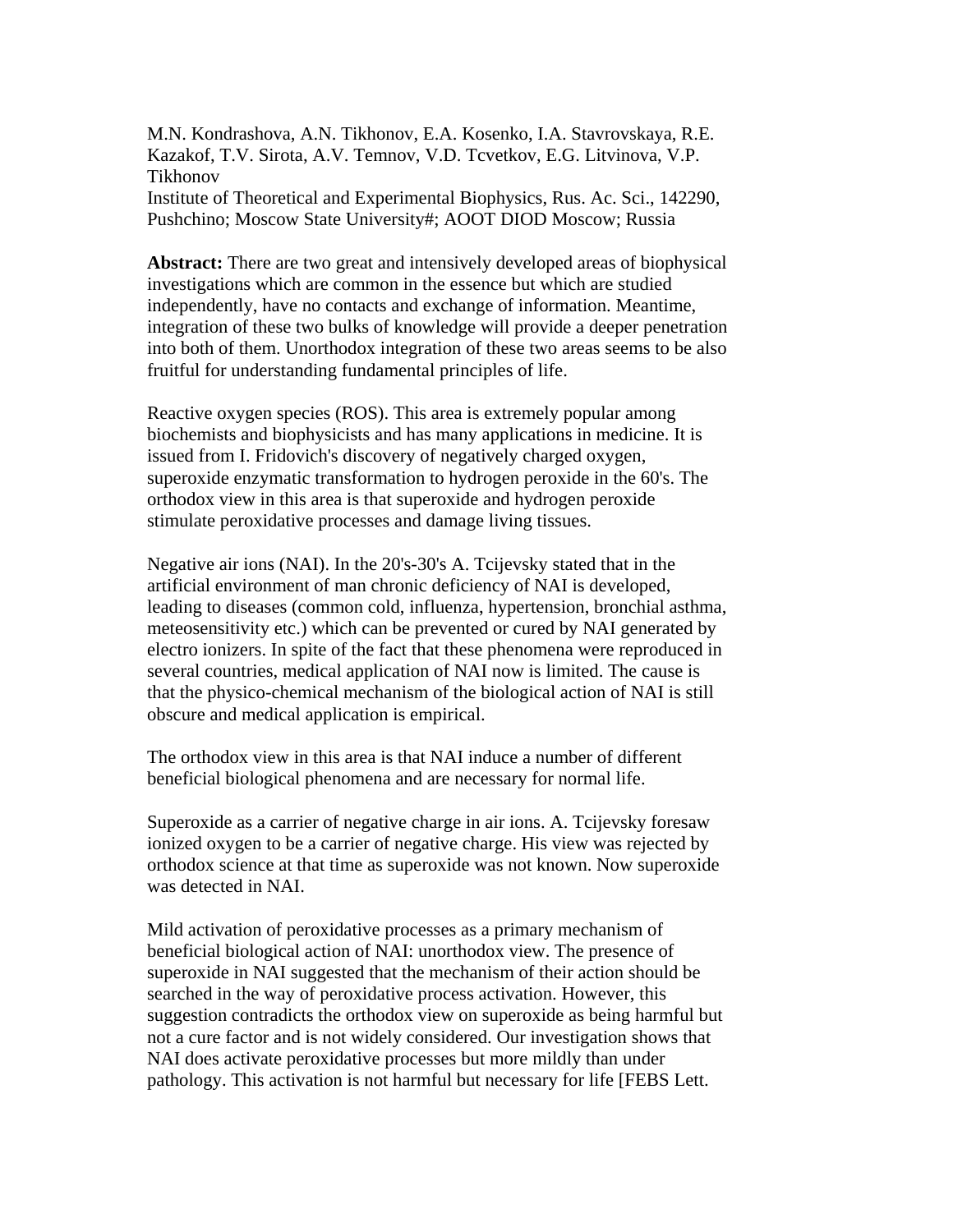M.N. Kondrashova, A.N. Tikhonov, E.A. Kosenko, I.A. Stavrovskaya, R.E. Kazakof, T.V. Sirota, A.V. Temnov, V.D. Tcvetkov, E.G. Litvinova, V.P. Tikhonov
Institute of Theoretical and Experimental Biophysics, Rus. Ac. Sci., 142290, Pushchino; Moscow State University#; AOOT DIOD Moscow; Russia

**Abstract:** There are two great and intensively developed areas of biophysical investigations which are common in the essence but which are studied independently, have no contacts and exchange of information. Meantime, integration of these two bulks of knowledge will provide a deeper penetration into both of them. Unorthodox integration of these two areas seems to be also fruitful for understanding fundamental principles of life.

Reactive oxygen species (ROS). This area is extremely popular among biochemists and biophysicists and has many applications in medicine. It is issued from I. Fridovich's discovery of negatively charged oxygen, superoxide enzymatic transformation to hydrogen peroxide in the 60's. The orthodox view in this area is that superoxide and hydrogen peroxide stimulate peroxidative processes and damage living tissues.

Negative air ions (NAI). In the 20's-30's A. Tcijevsky stated that in the artificial environment of man chronic deficiency of NAI is developed, leading to diseases (common cold, influenza, hypertension, bronchial asthma, meteosensitivity etc.) which can be prevented or cured by NAI generated by electro ionizers. In spite of the fact that these phenomena were reproduced in several countries, medical application of NAI now is limited. The cause is that the physico-chemical mechanism of the biological action of NAI is still obscure and medical application is empirical.

The orthodox view in this area is that NAI induce a number of different beneficial biological phenomena and are necessary for normal life.

Superoxide as a carrier of negative charge in air ions. A. Tcijevsky foresaw ionized oxygen to be a carrier of negative charge. His view was rejected by orthodox science at that time as superoxide was not known. Now superoxide was detected in NAI.

Mild activation of peroxidative processes as a primary mechanism of beneficial biological action of NAI: unorthodox view. The presence of superoxide in NAI suggested that the mechanism of their action should be searched in the way of peroxidative process activation. However, this suggestion contradicts the orthodox view on superoxide as being harmful but not a cure factor and is not widely considered. Our investigation shows that NAI does activate peroxidative processes but more mildly than under pathology. This activation is not harmful but necessary for life [FEBS Lett.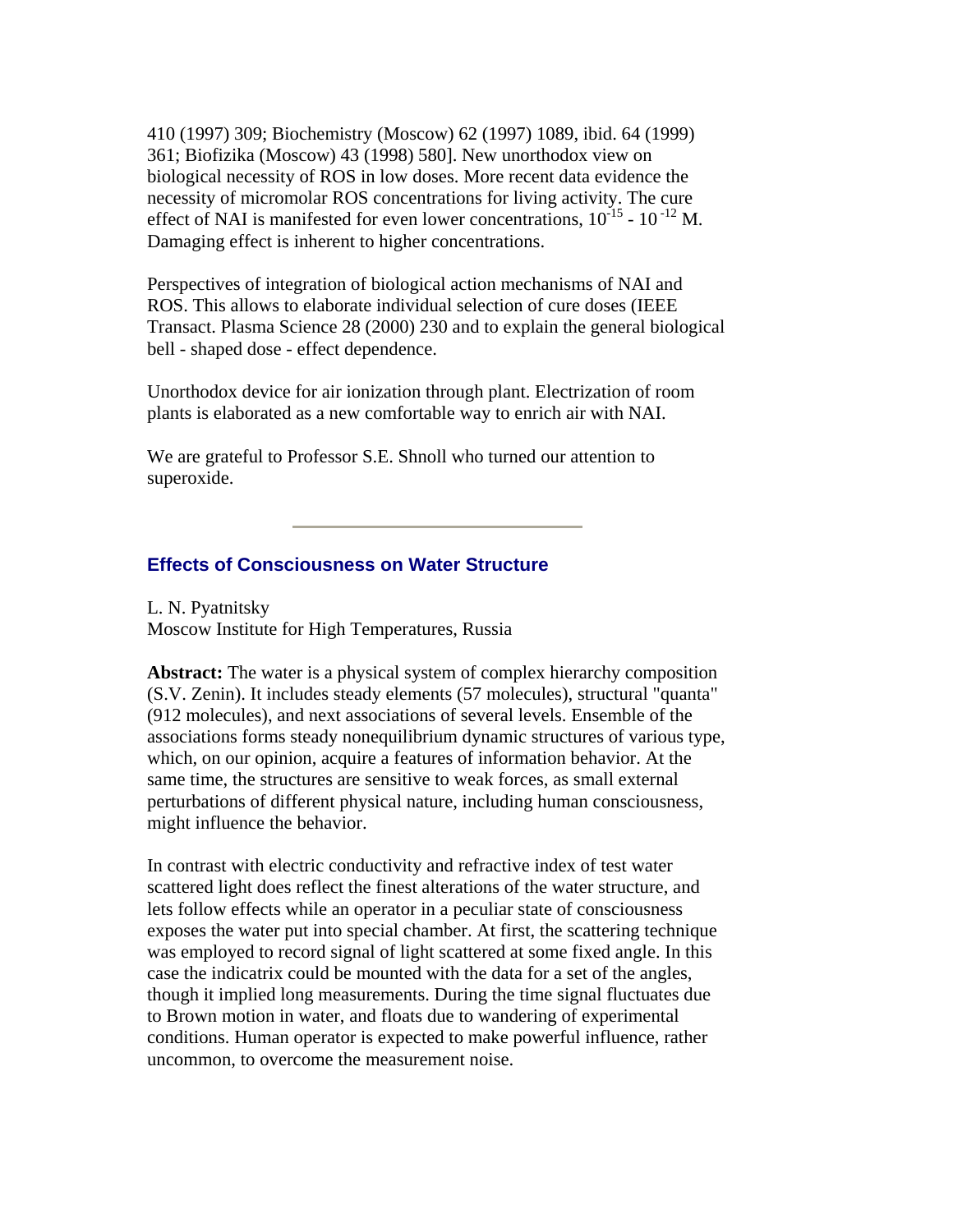410 (1997) 309; Biochemistry (Moscow) 62 (1997) 1089, ibid. 64 (1999) 361; Biofizika (Moscow) 43 (1998) 580]. New unorthodox view on biological necessity of ROS in low doses. More recent data evidence the necessity of micromolar ROS concentrations for living activity. The cure effect of NAI is manifested for even lower concentrations, $10^{-15}$ - $10^{-12}$ M. Damaging effect is inherent to higher concentrations.

Perspectives of integration of biological action mechanisms of NAI and ROS. This allows to elaborate individual selection of cure doses (IEEE Transact. Plasma Science 28 (2000) 230 and to explain the general biological bell - shaped dose - effect dependence.

Unorthodox device for air ionization through plant. Electrization of room plants is elaborated as a new comfortable way to enrich air with NAI.

We are grateful to Professor S.E. Shnoll who turned our attention to superoxide.

---

## Effects of Consciousness on Water Structure

L. N. Pyatnitsky
Moscow Institute for High Temperatures, Russia

**Abstract:** The water is a physical system of complex hierarchy composition (S.V. Zenin). It includes steady elements (57 molecules), structural "quanta" (912 molecules), and next associations of several levels. Ensemble of the associations forms steady nonequilibrium dynamic structures of various type, which, on our opinion, acquire a features of information behavior. At the same time, the structures are sensitive to weak forces, as small external perturbations of different physical nature, including human consciousness, might influence the behavior.

In contrast with electric conductivity and refractive index of test water scattered light does reflect the finest alterations of the water structure, and lets follow effects while an operator in a peculiar state of consciousness exposes the water put into special chamber. At first, the scattering technique was employed to record signal of light scattered at some fixed angle. In this case the indicatrix could be mounted with the data for a set of the angles, though it implied long measurements. During the time signal fluctuates due to Brown motion in water, and floats due to wandering of experimental conditions. Human operator is expected to make powerful influence, rather uncommon, to overcome the measurement noise.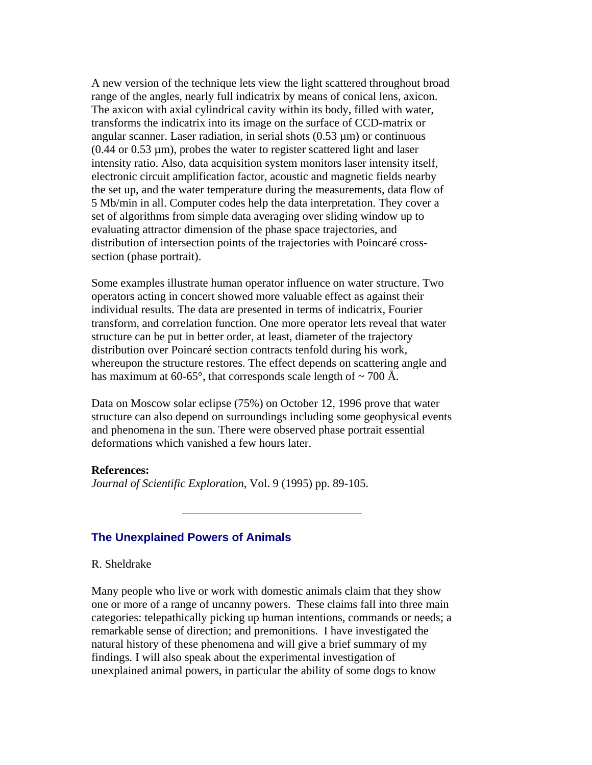A new version of the technique lets view the light scattered throughout broad range of the angles, nearly full indicatrix by means of conical lens, axicon. The axicon with axial cylindrical cavity within its body, filled with water, transforms the indicatrix into its image on the surface of CCD-matrix or angular scanner. Laser radiation, in serial shots (0.53 µm) or continuous (0.44 or 0.53 µm), probes the water to register scattered light and laser intensity ratio. Also, data acquisition system monitors laser intensity itself, electronic circuit amplification factor, acoustic and magnetic fields nearby the set up, and the water temperature during the measurements, data flow of 5 Mb/min in all. Computer codes help the data interpretation. They cover a set of algorithms from simple data averaging over sliding window up to evaluating attractor dimension of the phase space trajectories, and distribution of intersection points of the trajectories with Poincaré cross-section (phase portrait).

Some examples illustrate human operator influence on water structure. Two operators acting in concert showed more valuable effect as against their individual results. The data are presented in terms of indicatrix, Fourier transform, and correlation function. One more operator lets reveal that water structure can be put in better order, at least, diameter of the trajectory distribution over Poincaré section contracts tenfold during his work, whereupon the structure restores. The effect depends on scattering angle and has maximum at 60-65°, that corresponds scale length of ~ 700 Å.

Data on Moscow solar eclipse (75%) on October 12, 1996 prove that water structure can also depend on surroundings including some geophysical events and phenomena in the sun. There were observed phase portrait essential deformations which vanished a few hours later.

**References:**
*Journal of Scientific Exploration*, Vol. 9 (1995) pp. 89-105.

---

### The Unexplained Powers of Animals

R. Sheldrake

Many people who live or work with domestic animals claim that they show one or more of a range of uncanny powers. These claims fall into three main categories: telepathically picking up human intentions, commands or needs; a remarkable sense of direction; and premonitions. I have investigated the natural history of these phenomena and will give a brief summary of my findings. I will also speak about the experimental investigation of unexplained animal powers, in particular the ability of some dogs to know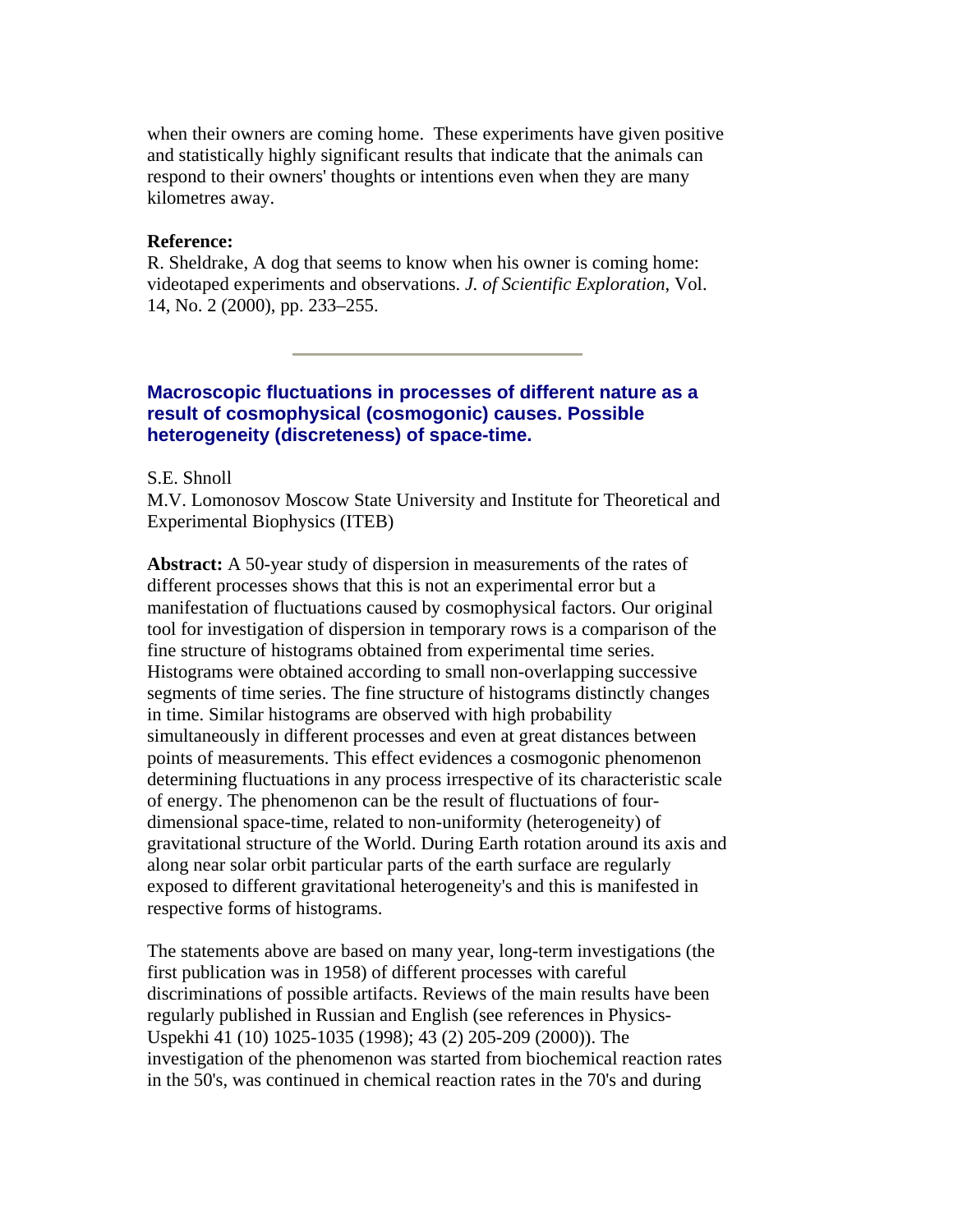when their owners are coming home. These experiments have given positive and statistically highly significant results that indicate that the animals can respond to their owners' thoughts or intentions even when they are many kilometres away.

**Reference:**
R. Sheldrake, A dog that seems to know when his owner is coming home: videotaped experiments and observations. *J. of Scientific Exploration*, Vol. 14, No. 2 (2000), pp. 233–255.

---

### Macroscopic fluctuations in processes of different nature as a result of cosmophysical (cosmogonic) causes. Possible heterogeneity (discreteness) of space-time.

S.E. Shnoll
M.V. Lomonosov Moscow State University and Institute for Theoretical and Experimental Biophysics (ITEB)

**Abstract:** A 50-year study of dispersion in measurements of the rates of different processes shows that this is not an experimental error but a manifestation of fluctuations caused by cosmophysical factors. Our original tool for investigation of dispersion in temporary rows is a comparison of the fine structure of histograms obtained from experimental time series. Histograms were obtained according to small non-overlapping successive segments of time series. The fine structure of histograms distinctly changes in time. Similar histograms are observed with high probability simultaneously in different processes and even at great distances between points of measurements. This effect evidences a cosmogonic phenomenon determining fluctuations in any process irrespective of its characteristic scale of energy. The phenomenon can be the result of fluctuations of four-dimensional space-time, related to non-uniformity (heterogeneity) of gravitational structure of the World. During Earth rotation around its axis and along near solar orbit particular parts of the earth surface are regularly exposed to different gravitational heterogeneity's and this is manifested in respective forms of histograms.

The statements above are based on many year, long-term investigations (the first publication was in 1958) of different processes with careful discriminations of possible artifacts. Reviews of the main results have been regularly published in Russian and English (see references in Physics-Uspekhi 41 (10) 1025-1035 (1998); 43 (2) 205-209 (2000)). The investigation of the phenomenon was started from biochemical reaction rates in the 50's, was continued in chemical reaction rates in the 70's and during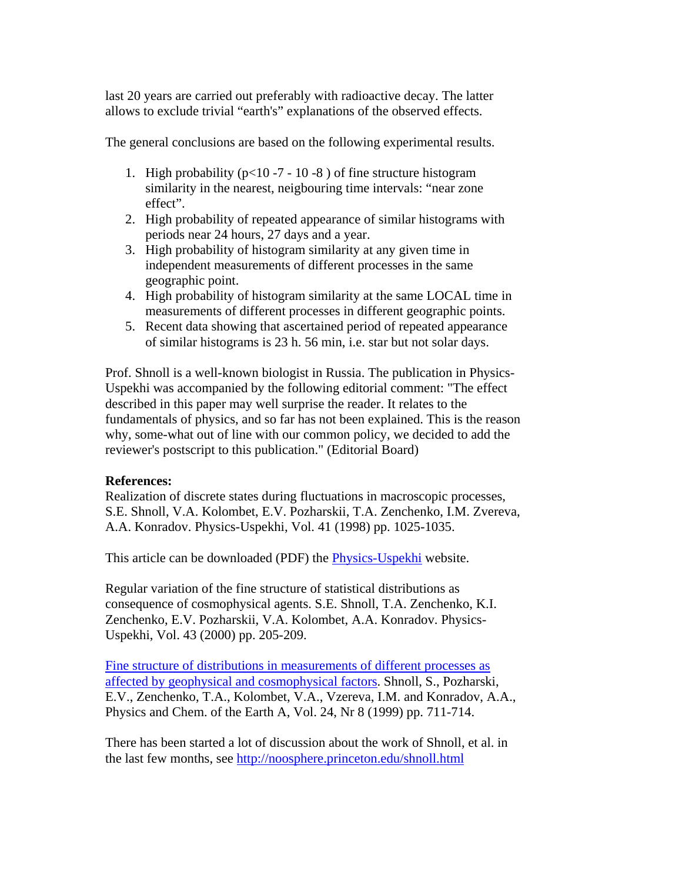last 20 years are carried out preferably with radioactive decay. The latter allows to exclude trivial "earth's" explanations of the observed effects.

The general conclusions are based on the following experimental results.

1. High probability ($p<10^{-7} - 10^{-8}$) of fine structure histogram similarity in the nearest, neigbouring time intervals: "near zone effect".
2. High probability of repeated appearance of similar histograms with periods near 24 hours, 27 days and a year.
3. High probability of histogram similarity at any given time in independent measurements of different processes in the same geographic point.
4. High probability of histogram similarity at the same LOCAL time in measurements of different processes in different geographic points.
5. Recent data showing that ascertained period of repeated appearance of similar histograms is 23 h. 56 min, i.e. star but not solar days.

Prof. Shnoll is a well-known biologist in Russia. The publication in Physics-Uspekhi was accompanied by the following editorial comment: "The effect described in this paper may well surprise the reader. It relates to the fundamentals of physics, and so far has not been explained. This is the reason why, some-what out of line with our common policy, we decided to add the reviewer's postscript to this publication." (Editorial Board)

**References:**

Realization of discrete states during fluctuations in macroscopic processes, S.E. Shnoll, V.A. Kolombet, E.V. Pozharskii, T.A. Zenchenko, I.M. Zvereva, A.A. Konradov. Physics-Uspekhi, Vol. 41 (1998) pp. 1025-1035.

This article can be downloaded (PDF) the Physics-Uspekhi website.

Regular variation of the fine structure of statistical distributions as consequence of cosmophysical agents. S.E. Shnoll, T.A. Zenchenko, K.I. Zenchenko, E.V. Pozharskii, V.A. Kolombet, A.A. Konradov. Physics-Uspekhi, Vol. 43 (2000) pp. 205-209.

Fine structure of distributions in measurements of different processes as affected by geophysical and cosmophysical factors. Shnoll, S., Pozharski, E.V., Zenchenko, T.A., Kolombet, V.A., Vzereva, I.M. and Konradov, A.A., Physics and Chem. of the Earth A, Vol. 24, Nr 8 (1999) pp. 711-714.

There has been started a lot of discussion about the work of Shnoll, et al. in the last few months, see http://noosphere.princeton.edu/shnoll.html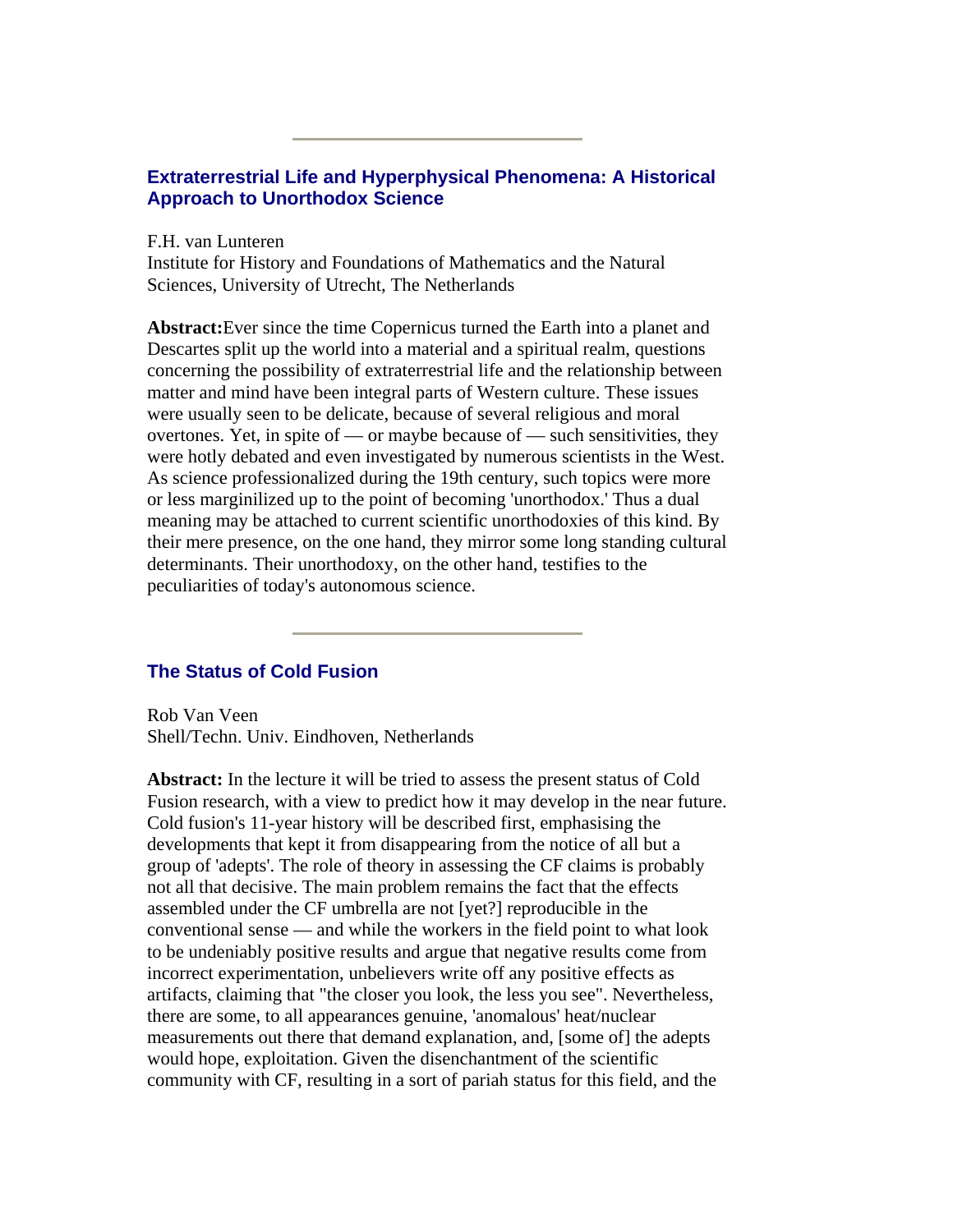---

## Extraterrestrial Life and Hyperphysical Phenomena: A Historical Approach to Unorthodox Science

F.H. van Lunteren
Institute for History and Foundations of Mathematics and the Natural Sciences, University of Utrecht, The Netherlands

**Abstract:**Ever since the time Copernicus turned the Earth into a planet and Descartes split up the world into a material and a spiritual realm, questions concerning the possibility of extraterrestrial life and the relationship between matter and mind have been integral parts of Western culture. These issues were usually seen to be delicate, because of several religious and moral overtones. Yet, in spite of — or maybe because of — such sensitivities, they were hotly debated and even investigated by numerous scientists in the West. As science professionalized during the 19th century, such topics were more or less marginilized up to the point of becoming 'unorthodox.' Thus a dual meaning may be attached to current scientific unorthodoxies of this kind. By their mere presence, on the one hand, they mirror some long standing cultural determinants. Their unorthodoxy, on the other hand, testifies to the peculiarities of today's autonomous science.

---

## The Status of Cold Fusion

Rob Van Veen
Shell/Techn. Univ. Eindhoven, Netherlands

**Abstract:** In the lecture it will be tried to assess the present status of Cold Fusion research, with a view to predict how it may develop in the near future. Cold fusion's 11-year history will be described first, emphasising the developments that kept it from disappearing from the notice of all but a group of 'adepts'. The role of theory in assessing the CF claims is probably not all that decisive. The main problem remains the fact that the effects assembled under the CF umbrella are not [yet?] reproducible in the conventional sense — and while the workers in the field point to what look to be undeniably positive results and argue that negative results come from incorrect experimentation, unbelievers write off any positive effects as artifacts, claiming that "the closer you look, the less you see". Nevertheless, there are some, to all appearances genuine, 'anomalous' heat/nuclear measurements out there that demand explanation, and, [some of] the adepts would hope, exploitation. Given the disenchantment of the scientific community with CF, resulting in a sort of pariah status for this field, and the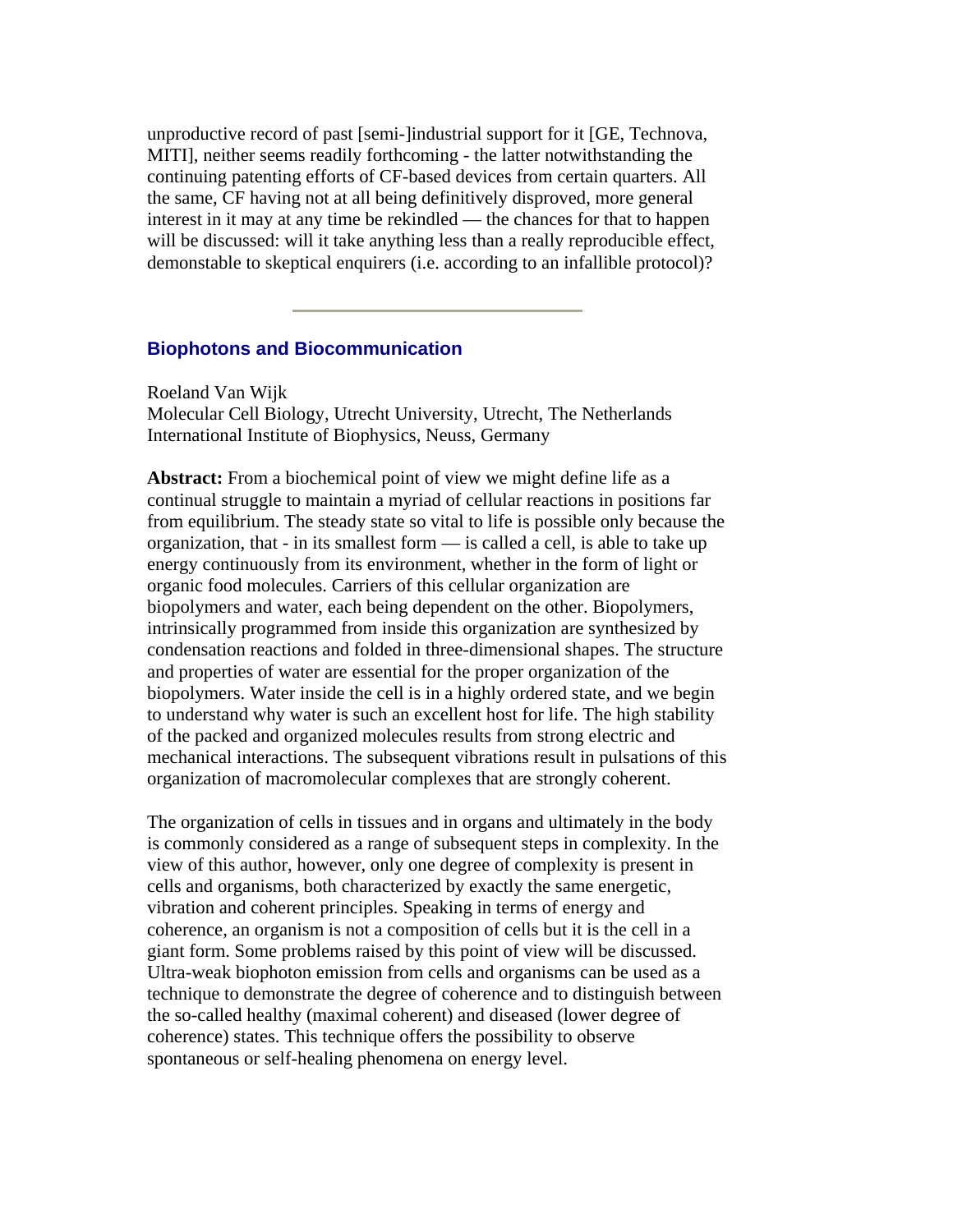unproductive record of past [semi-]industrial support for it [GE, Technova, MITI], neither seems readily forthcoming - the latter notwithstanding the continuing patenting efforts of CF-based devices from certain quarters. All the same, CF having not at all being definitively disproved, more general interest in it may at any time be rekindled — the chances for that to happen will be discussed: will it take anything less than a really reproducible effect, demonstable to skeptical enquirers (i.e. according to an infallible protocol)?

---

### Biophotons and Biocommunication

Roeland Van Wijk
Molecular Cell Biology, Utrecht University, Utrecht, The Netherlands
International Institute of Biophysics, Neuss, Germany

**Abstract:** From a biochemical point of view we might define life as a continual struggle to maintain a myriad of cellular reactions in positions far from equilibrium. The steady state so vital to life is possible only because the organization, that - in its smallest form — is called a cell, is able to take up energy continuously from its environment, whether in the form of light or organic food molecules. Carriers of this cellular organization are biopolymers and water, each being dependent on the other. Biopolymers, intrinsically programmed from inside this organization are synthesized by condensation reactions and folded in three-dimensional shapes. The structure and properties of water are essential for the proper organization of the biopolymers. Water inside the cell is in a highly ordered state, and we begin to understand why water is such an excellent host for life. The high stability of the packed and organized molecules results from strong electric and mechanical interactions. The subsequent vibrations result in pulsations of this organization of macromolecular complexes that are strongly coherent.

The organization of cells in tissues and in organs and ultimately in the body is commonly considered as a range of subsequent steps in complexity. In the view of this author, however, only one degree of complexity is present in cells and organisms, both characterized by exactly the same energetic, vibration and coherent principles. Speaking in terms of energy and coherence, an organism is not a composition of cells but it is the cell in a giant form. Some problems raised by this point of view will be discussed. Ultra-weak biophoton emission from cells and organisms can be used as a technique to demonstrate the degree of coherence and to distinguish between the so-called healthy (maximal coherent) and diseased (lower degree of coherence) states. This technique offers the possibility to observe spontaneous or self-healing phenomena on energy level.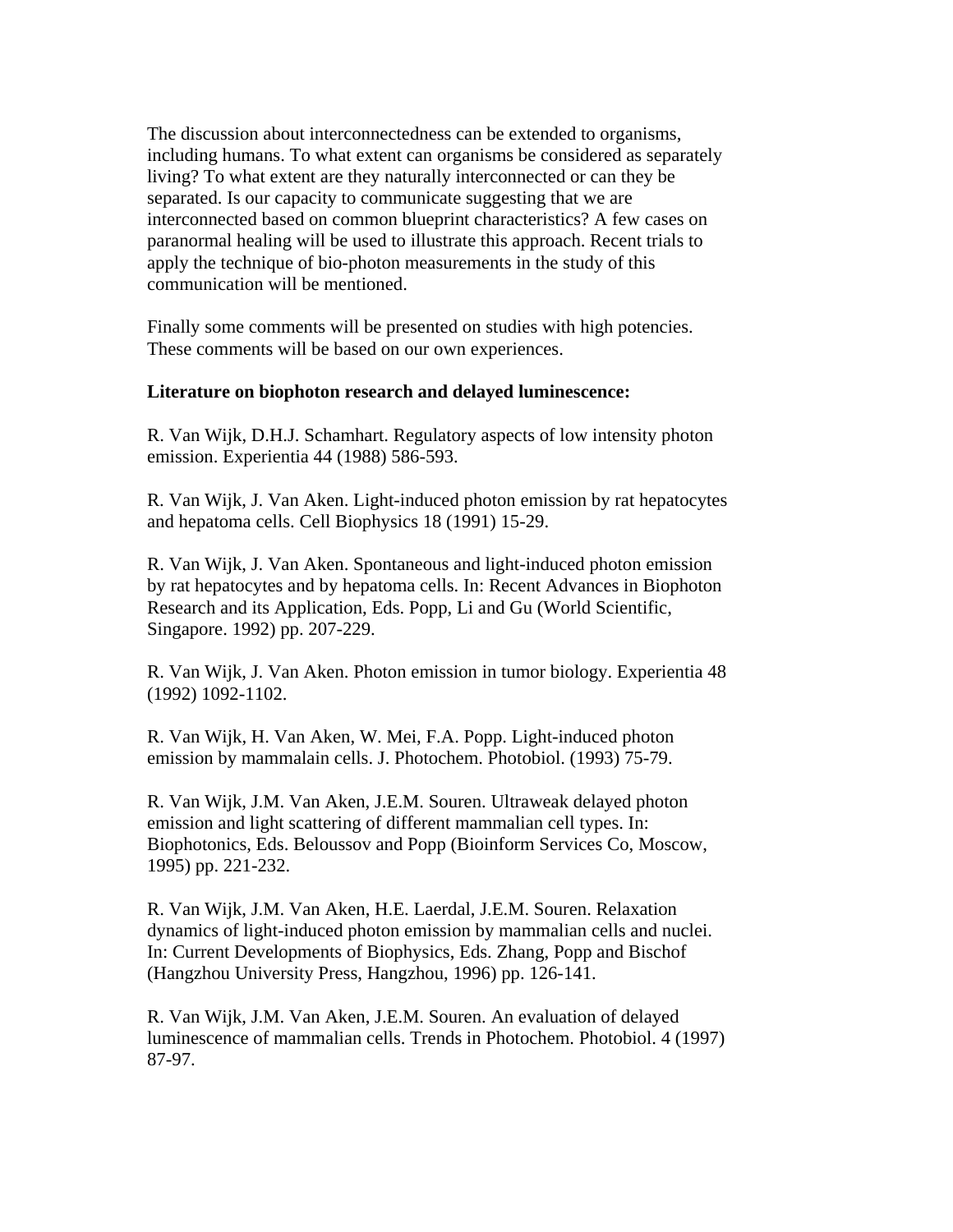The discussion about interconnectedness can be extended to organisms, including humans. To what extent can organisms be considered as separately living? To what extent are they naturally interconnected or can they be separated. Is our capacity to communicate suggesting that we are interconnected based on common blueprint characteristics? A few cases on paranormal healing will be used to illustrate this approach. Recent trials to apply the technique of bio-photon measurements in the study of this communication will be mentioned.

Finally some comments will be presented on studies with high potencies. These comments will be based on our own experiences.

**Literature on biophoton research and delayed luminescence:**

R. Van Wijk, D.H.J. Schamhart. Regulatory aspects of low intensity photon emission. Experientia 44 (1988) 586-593.

R. Van Wijk, J. Van Aken. Light-induced photon emission by rat hepatocytes and hepatoma cells. Cell Biophysics 18 (1991) 15-29.

R. Van Wijk, J. Van Aken. Spontaneous and light-induced photon emission by rat hepatocytes and by hepatoma cells. In: Recent Advances in Biophoton Research and its Application, Eds. Popp, Li and Gu (World Scientific, Singapore. 1992) pp. 207-229.

R. Van Wijk, J. Van Aken. Photon emission in tumor biology. Experientia 48 (1992) 1092-1102.

R. Van Wijk, H. Van Aken, W. Mei, F.A. Popp. Light-induced photon emission by mammalain cells. J. Photochem. Photobiol. (1993) 75-79.

R. Van Wijk, J.M. Van Aken, J.E.M. Souren. Ultraweak delayed photon emission and light scattering of different mammalian cell types. In: Biophotonics, Eds. Beloussov and Popp (Bioinform Services Co, Moscow, 1995) pp. 221-232.

R. Van Wijk, J.M. Van Aken, H.E. Laerdal, J.E.M. Souren. Relaxation dynamics of light-induced photon emission by mammalian cells and nuclei. In: Current Developments of Biophysics, Eds. Zhang, Popp and Bischof (Hangzhou University Press, Hangzhou, 1996) pp. 126-141.

R. Van Wijk, J.M. Van Aken, J.E.M. Souren. An evaluation of delayed luminescence of mammalian cells. Trends in Photochem. Photobiol. 4 (1997) 87-97.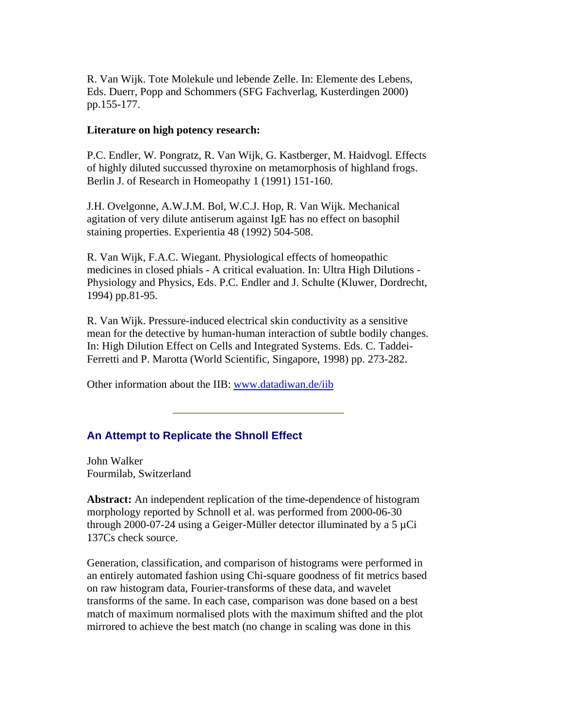R. Van Wijk. Tote Molekule und lebende Zelle. In: Elemente des Lebens, Eds. Duerr, Popp and Schommers (SFG Fachverlag, Kusterdingen 2000) pp.155-177.

**Literature on high potency research:**

P.C. Endler, W. Pongratz, R. Van Wijk, G. Kastberger, M. Haidvogl. Effects of highly diluted succussed thyroxine on metamorphosis of highland frogs. Berlin J. of Research in Homeopathy 1 (1991) 151-160.

J.H. Ovelgonne, A.W.J.M. Bol, W.C.J. Hop, R. Van Wijk. Mechanical agitation of very dilute antiserum against IgE has no effect on basophil staining properties. Experientia 48 (1992) 504-508.

R. Van Wijk, F.A.C. Wiegant. Physiological effects of homeopathic medicines in closed phials - A critical evaluation. In: Ultra High Dilutions - Physiology and Physics, Eds. P.C. Endler and J. Schulte (Kluwer, Dordrecht, 1994) pp.81-95.

R. Van Wijk. Pressure-induced electrical skin conductivity as a sensitive mean for the detective by human-human interaction of subtle bodily changes. In: High Dilution Effect on Cells and Integrated Systems. Eds. C. Taddei-Ferretti and P. Marotta (World Scientific, Singapore, 1998) pp. 273-282.

Other information about the IIB: [www.datadiwan.de/iib](www.datadiwan.de/iib)

---

## An Attempt to Replicate the Shnoll Effect

John Walker
Fourmilab, Switzerland

**Abstract:** An independent replication of the time-dependence of histogram morphology reported by Schnoll et al. was performed from 2000-06-30 through 2000-07-24 using a Geiger-Müller detector illuminated by a 5 µCi 137Cs check source.

Generation, classification, and comparison of histograms were performed in an entirely automated fashion using Chi-square goodness of fit metrics based on raw histogram data, Fourier-transforms of these data, and wavelet transforms of the same. In each case, comparison was done based on a best match of maximum normalised plots with the maximum shifted and the plot mirrored to achieve the best match (no change in scaling was done in this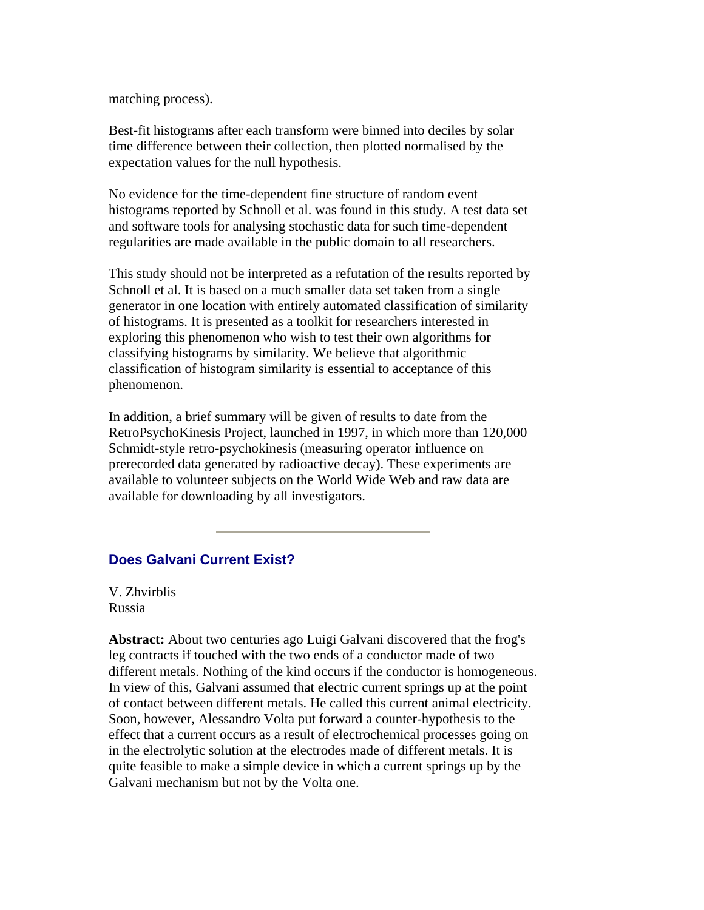matching process).

Best-fit histograms after each transform were binned into deciles by solar time difference between their collection, then plotted normalised by the expectation values for the null hypothesis.

No evidence for the time-dependent fine structure of random event histograms reported by Schnoll et al. was found in this study. A test data set and software tools for analysing stochastic data for such time-dependent regularities are made available in the public domain to all researchers.

This study should not be interpreted as a refutation of the results reported by Schnoll et al. It is based on a much smaller data set taken from a single generator in one location with entirely automated classification of similarity of histograms. It is presented as a toolkit for researchers interested in exploring this phenomenon who wish to test their own algorithms for classifying histograms by similarity. We believe that algorithmic classification of histogram similarity is essential to acceptance of this phenomenon.

In addition, a brief summary will be given of results to date from the RetroPsychoKinesis Project, launched in 1997, in which more than 120,000 Schmidt-style retro-psychokinesis (measuring operator influence on prerecorded data generated by radioactive decay). These experiments are available to volunteer subjects on the World Wide Web and raw data are available for downloading by all investigators.

---

## Does Galvani Current Exist?

V. Zhvirblis
Russia

**Abstract:** About two centuries ago Luigi Galvani discovered that the frog's leg contracts if touched with the two ends of a conductor made of two different metals. Nothing of the kind occurs if the conductor is homogeneous. In view of this, Galvani assumed that electric current springs up at the point of contact between different metals. He called this current animal electricity. Soon, however, Alessandro Volta put forward a counter-hypothesis to the effect that a current occurs as a result of electrochemical processes going on in the electrolytic solution at the electrodes made of different metals. It is quite feasible to make a simple device in which a current springs up by the Galvani mechanism but not by the Volta one.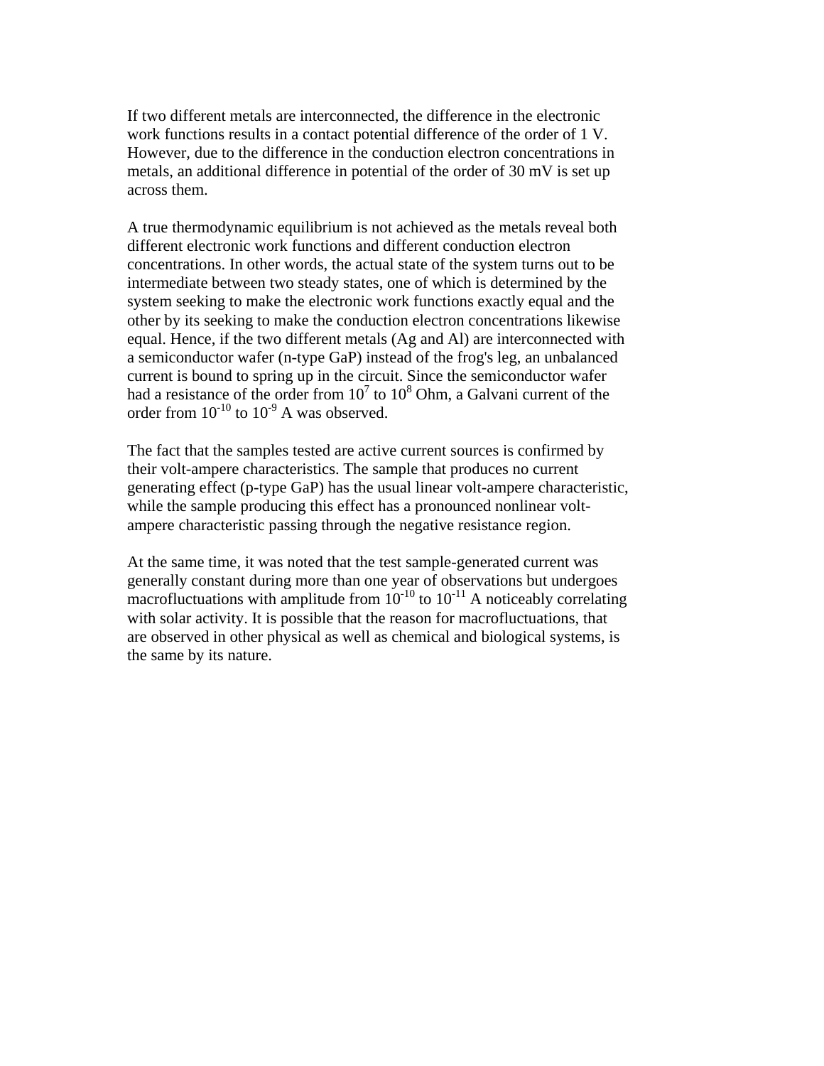If two different metals are interconnected, the difference in the electronic work functions results in a contact potential difference of the order of 1 V. However, due to the difference in the conduction electron concentrations in metals, an additional difference in potential of the order of 30 mV is set up across them.

A true thermodynamic equilibrium is not achieved as the metals reveal both different electronic work functions and different conduction electron concentrations. In other words, the actual state of the system turns out to be intermediate between two steady states, one of which is determined by the system seeking to make the electronic work functions exactly equal and the other by its seeking to make the conduction electron concentrations likewise equal. Hence, if the two different metals (Ag and Al) are interconnected with a semiconductor wafer (n-type GaP) instead of the frog's leg, an unbalanced current is bound to spring up in the circuit. Since the semiconductor wafer had a resistance of the order from $10^7$ to $10^8$ Ohm, a Galvani current of the order from $10^{-10}$ to $10^{-9}$ A was observed.

The fact that the samples tested are active current sources is confirmed by their volt-ampere characteristics. The sample that produces no current generating effect (p-type GaP) has the usual linear volt-ampere characteristic, while the sample producing this effect has a pronounced nonlinear volt-ampere characteristic passing through the negative resistance region.

At the same time, it was noted that the test sample-generated current was generally constant during more than one year of observations but undergoes macrofluctuations with amplitude from $10^{-10}$ to $10^{-11}$ A noticeably correlating with solar activity. It is possible that the reason for macrofluctuations, that are observed in other physical as well as chemical and biological systems, is the same by its nature.